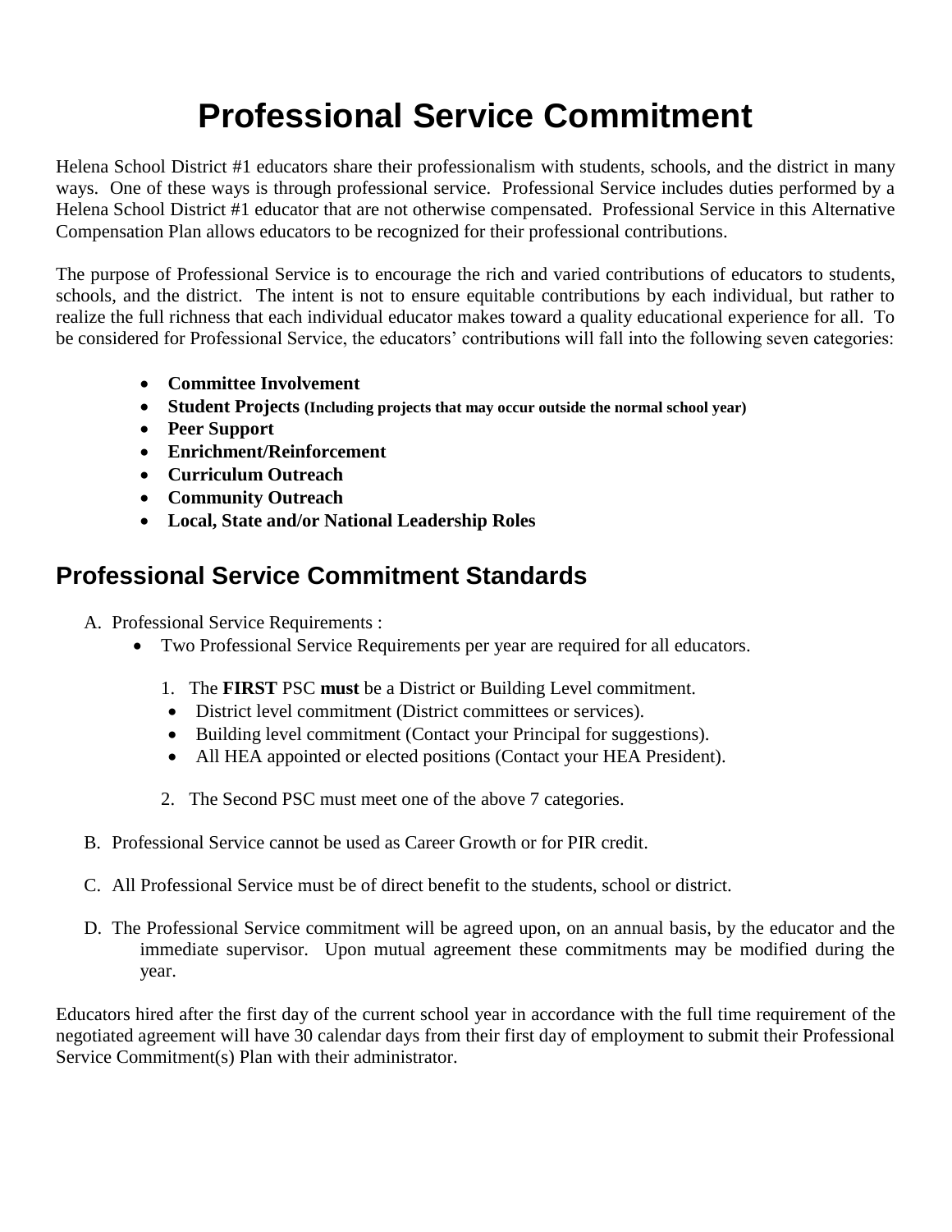# Professional Service Commitment

Helena School District #1 educators share their professionalism with students, schools, and the district in many ways. One of these ways is through professional service. Professional Service includes duties performed by a Helena School District #1 educator that are not otherwise compensated. Professional Service in this Alternative Compensation Plan allows educators to be recognized for their professional contributions.

The purpose of Professional Service is to encourage the rich and varied contributions of educators to students, schools, and the district. The intent is not to ensure equitable contributions by each individual, but rather to realize the full richness that each individual educator makes toward a quality educational experience for all. To be considered for Professional Service, the educators' contributions will fall into the following seven categories:

- **Committee Involvement**
- **Student Projects (Including projects that may occur outside the normal school year)**
- **Peer Support**
- **Enrichment/Reinforcement**
- **Curriculum Outreach**
- **Community Outreach**
- **Local, State and/or National Leadership Roles**

## Professional Service Commitment Standards

A. Professional Service Requirements :
   - Two Professional Service Requirements per year are required for all educators.

     1. The **FIRST** PSC **must** be a District or Building Level commitment.
        - District level commitment (District committees or services).
        - Building level commitment (Contact your Principal for suggestions).
        - All HEA appointed or elected positions (Contact your HEA President).

     2. The Second PSC must meet one of the above 7 categories.

B. Professional Service cannot be used as Career Growth or for PIR credit.

C. All Professional Service must be of direct benefit to the students, school or district.

D. The Professional Service commitment will be agreed upon, on an annual basis, by the educator and the immediate supervisor. Upon mutual agreement these commitments may be modified during the year.

Educators hired after the first day of the current school year in accordance with the full time requirement of the negotiated agreement will have 30 calendar days from their first day of employment to submit their Professional Service Commitment(s) Plan with their administrator.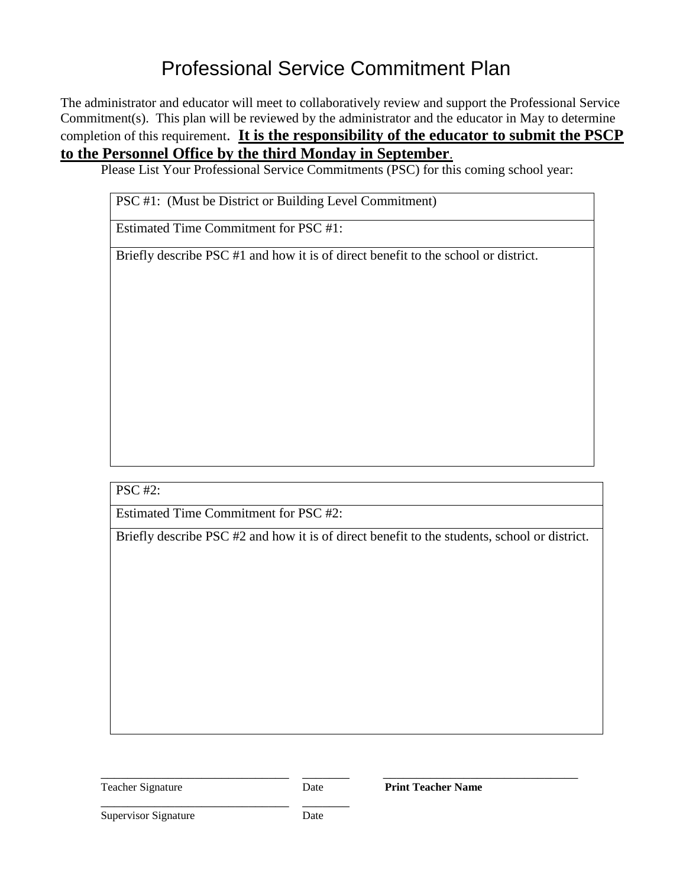# Professional Service Commitment Plan

The administrator and educator will meet to collaboratively review and support the Professional Service Commitment(s). This plan will be reviewed by the administrator and the educator in May to determine completion of this requirement. **<u>It is the responsibility of the educator to submit the PSCP to the Personnel Office by the third Monday in September</u>**.

Please List Your Professional Service Commitments (PSC) for this coming school year:

| PSC #1: (Must be District or Building Level Commitment) |
|---|
| Estimated Time Commitment for PSC #1: |
| Briefly describe PSC #1 and how it is of direct benefit to the school or district. |

| PSC #2: |
|---|
| Estimated Time Commitment for PSC #2: |
| Briefly describe PSC #2 and how it is of direct benefit to the students, school or district. |

_______________________________ ________ _________________________________

Teacher Signature Date **Print Teacher Name**

_______________________________ ________

Supervisor Signature Date